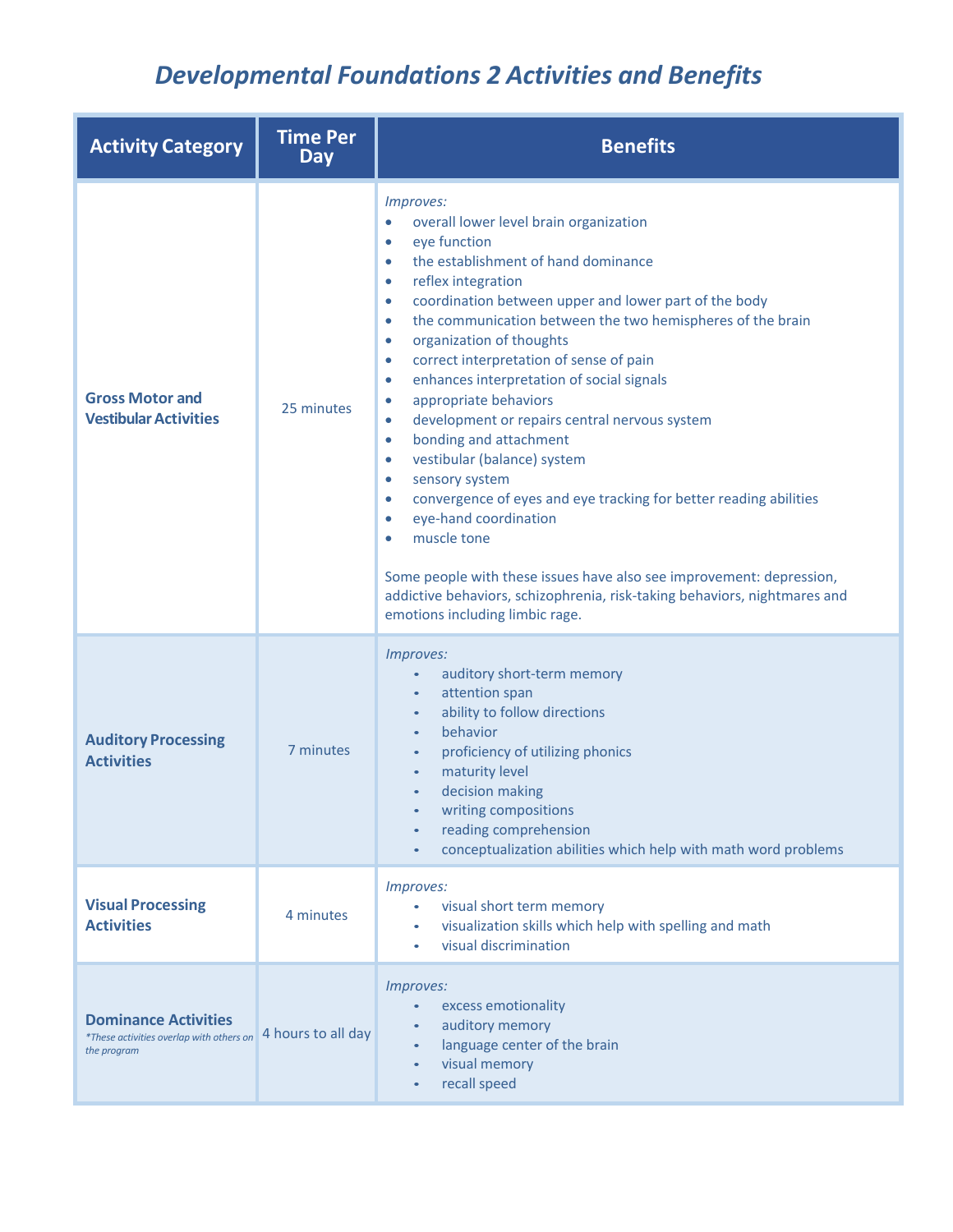# *Developmental Foundations 2 Activities and Benefits*

| Activity Category | Time Per Day | Benefits |
|---|---|---|
| **Gross Motor and Vestibular Activities** | 25 minutes | *Improves:*<br>• overall lower level brain organization<br>• eye function<br>• the establishment of hand dominance<br>• reflex integration<br>• coordination between upper and lower part of the body<br>• the communication between the two hemispheres of the brain<br>• organization of thoughts<br>• correct interpretation of sense of pain<br>• enhances interpretation of social signals<br>• appropriate behaviors<br>• development or repairs central nervous system<br>• bonding and attachment<br>• vestibular (balance) system<br>• sensory system<br>• convergence of eyes and eye tracking for better reading abilities<br>• eye-hand coordination<br>• muscle tone<br><br>Some people with these issues have also see improvement: depression, addictive behaviors, schizophrenia, risk-taking behaviors, nightmares and emotions including limbic rage. |
| **Auditory Processing Activities** | 7 minutes | *Improves:*<br>• auditory short-term memory<br>• attention span<br>• ability to follow directions<br>• behavior<br>• proficiency of utilizing phonics<br>• maturity level<br>• decision making<br>• writing compositions<br>• reading comprehension<br>• conceptualization abilities which help with math word problems |
| **Visual Processing Activities** | 4 minutes | *Improves:*<br>• visual short term memory<br>• visualization skills which help with spelling and math<br>• visual discrimination |
| **Dominance Activities**<br>*\*These activities overlap with others on the program* | 4 hours to all day | *Improves:*<br>• excess emotionality<br>• auditory memory<br>• language center of the brain<br>• visual memory<br>• recall speed |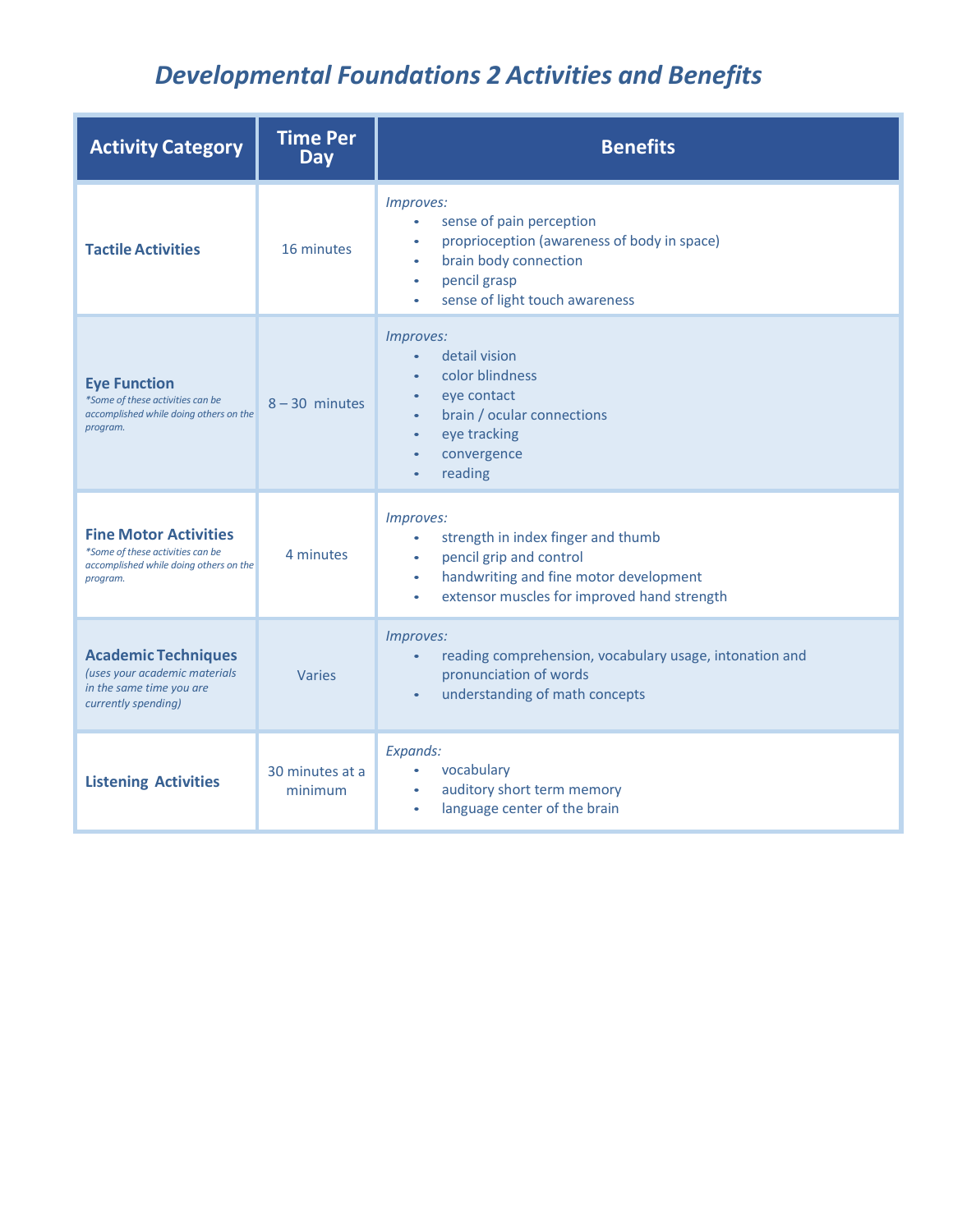# *Developmental Foundations 2 Activities and Benefits*

| Activity Category | Time Per Day | Benefits |
|---|---|---|
| **Tactile Activities** | 16 minutes | *Improves:* <br>• sense of pain perception <br>• proprioception (awareness of body in space) <br>• brain body connection <br>• pencil grasp <br>• sense of light touch awareness |
| **Eye Function** <br>*\*Some of these activities can be accomplished while doing others on the program.* | 8 – 30 minutes | *Improves:* <br>• detail vision <br>• color blindness <br>• eye contact <br>• brain / ocular connections <br>• eye tracking <br>• convergence <br>• reading |
| **Fine Motor Activities** <br>*\*Some of these activities can be accomplished while doing others on the program.* | 4 minutes | *Improves:* <br>• strength in index finger and thumb <br>• pencil grip and control <br>• handwriting and fine motor development <br>• extensor muscles for improved hand strength |
| **Academic Techniques** <br>*(uses your academic materials in the same time you are currently spending)* | Varies | *Improves:* <br>• reading comprehension, vocabulary usage, intonation and pronunciation of words <br>• understanding of math concepts |
| **Listening Activities** | 30 minutes at a minimum | *Expands:* <br>• vocabulary <br>• auditory short term memory <br>• language center of the brain |